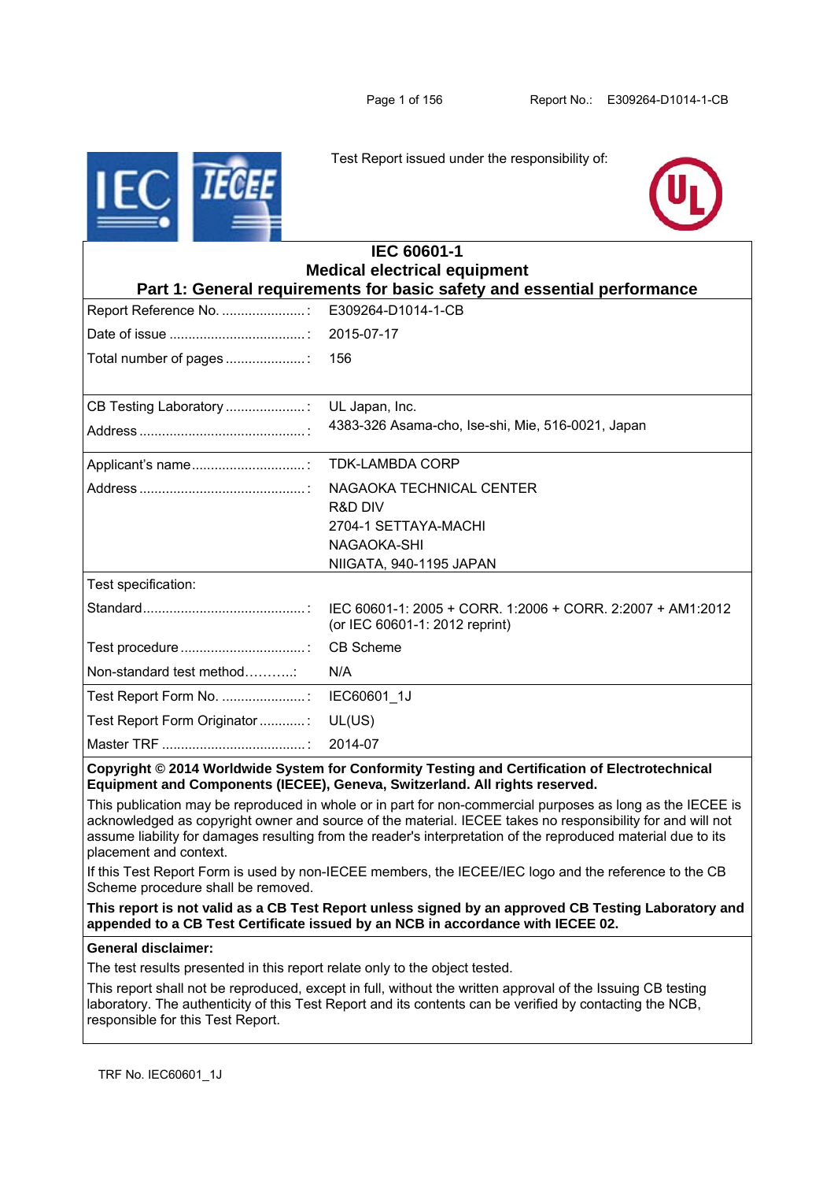Test Report issued under the responsibility of:

# IEC 60601-1
## Medical electrical equipment
## Part 1: General requirements for basic safety and essential performance

| | |
|---|---|
| Report Reference No. ......................: | E309264-D1014-1-CB |
| Date of issue ....................................: | 2015-07-17 |
| Total number of pages .....................: | 156 |
| CB Testing Laboratory .....................: | UL Japan, Inc. |
| Address ............................................: | 4383-326 Asama-cho, Ise-shi, Mie, 516-0021, Japan |
| Applicant's name..............................: | TDK-LAMBDA CORP |
| Address ............................................: | NAGAOKA TECHNICAL CENTER<br>R&D DIV<br>2704-1 SETTAYA-MACHI<br>NAGAOKA-SHI<br>NIIGATA, 940-1195 JAPAN |
| Test specification: | |
| Standard...........................................: | IEC 60601-1: 2005 + CORR. 1:2006 + CORR. 2:2007 + AM1:2012 (or IEC 60601-1: 2012 reprint) |
| Test procedure .................................: | CB Scheme |
| Non-standard test method………..: | N/A |
| Test Report Form No. ......................: | IEC60601_1J |
| Test Report Form Originator ............: | UL(US) |
| Master TRF ......................................: | 2014-07 |

**Copyright © 2014 Worldwide System for Conformity Testing and Certification of Electrotechnical Equipment and Components (IECEE), Geneva, Switzerland. All rights reserved.**

This publication may be reproduced in whole or in part for non-commercial purposes as long as the IECEE is acknowledged as copyright owner and source of the material. IECEE takes no responsibility for and will not assume liability for damages resulting from the reader's interpretation of the reproduced material due to its placement and context.

If this Test Report Form is used by non-IECEE members, the IECEE/IEC logo and the reference to the CB Scheme procedure shall be removed.

**This report is not valid as a CB Test Report unless signed by an approved CB Testing Laboratory and appended to a CB Test Certificate issued by an NCB in accordance with IECEE 02.**

**General disclaimer:**

The test results presented in this report relate only to the object tested.

This report shall not be reproduced, except in full, without the written approval of the Issuing CB testing laboratory. The authenticity of this Test Report and its contents can be verified by contacting the NCB, responsible for this Test Report.

TRF No. IEC60601_1J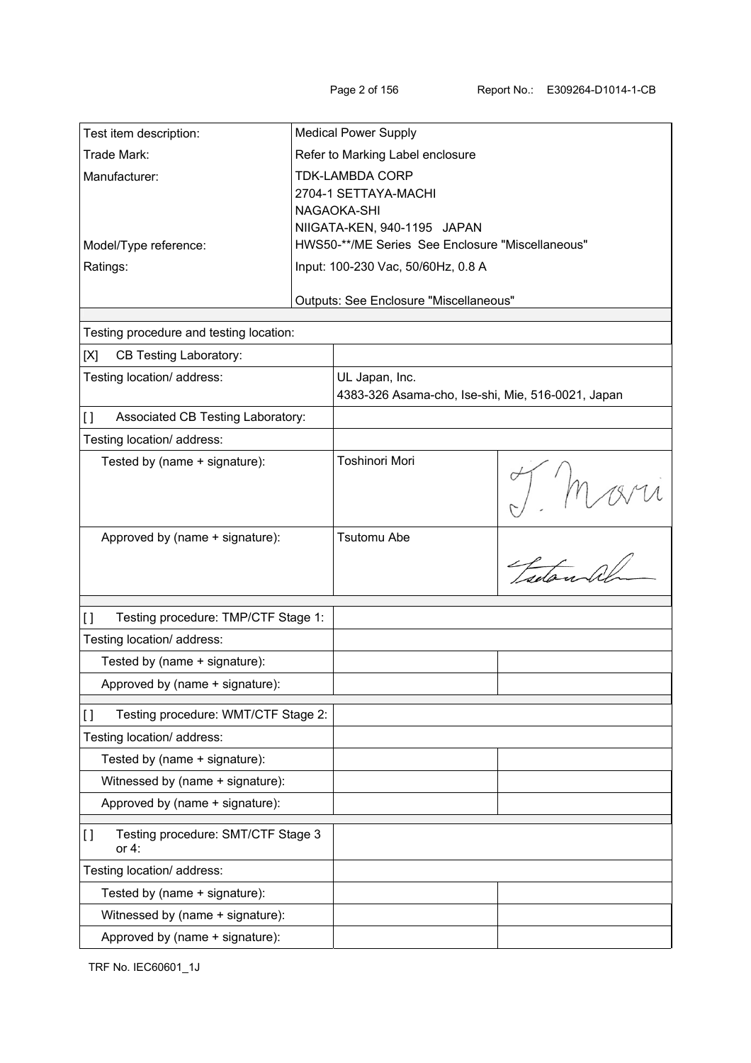| | | | |
|---|---|---|---|
| Test item description: | Medical Power Supply | | |
| Trade Mark: | Refer to Marking Label enclosure | | |
| Manufacturer: | TDK-LAMBDA CORP<br>2704-1 SETTAYA-MACHI<br>NAGAOKA-SHI<br>NIIGATA-KEN, 940-1195 JAPAN | | |
| Model/Type reference: | HWS50-**/ME Series See Enclosure "Miscellaneous" | | |
| Ratings: | Input: 100-230 Vac, 50/60Hz, 0.8 A<br><br>Outputs: See Enclosure "Miscellaneous" | | |

| | | |
|---|---|---|
| Testing procedure and testing location: | | |
| [X] CB Testing Laboratory: | | |
| Testing location/ address: | UL Japan, Inc.<br>4383-326 Asama-cho, Ise-shi, Mie, 516-0021, Japan | |
| [ ] Associated CB Testing Laboratory: | | |
| Testing location/ address: | | |
| Tested by (name + signature): | Toshinori Mori | T. Mori |
| Approved by (name + signature): | Tsutomu Abe | Tsutomu Abe |
| [ ] Testing procedure: TMP/CTF Stage 1: | | |
| Testing location/ address: | | |
| Tested by (name + signature): | | |
| Approved by (name + signature): | | |
| [ ] Testing procedure: WMT/CTF Stage 2: | | |
| Testing location/ address: | | |
| Tested by (name + signature): | | |
| Witnessed by (name + signature): | | |
| Approved by (name + signature): | | |
| [ ] Testing procedure: SMT/CTF Stage 3 or 4: | | |
| Testing location/ address: | | |
| Tested by (name + signature): | | |
| Witnessed by (name + signature): | | |
| Approved by (name + signature): | | |

TRF No. IEC60601_1J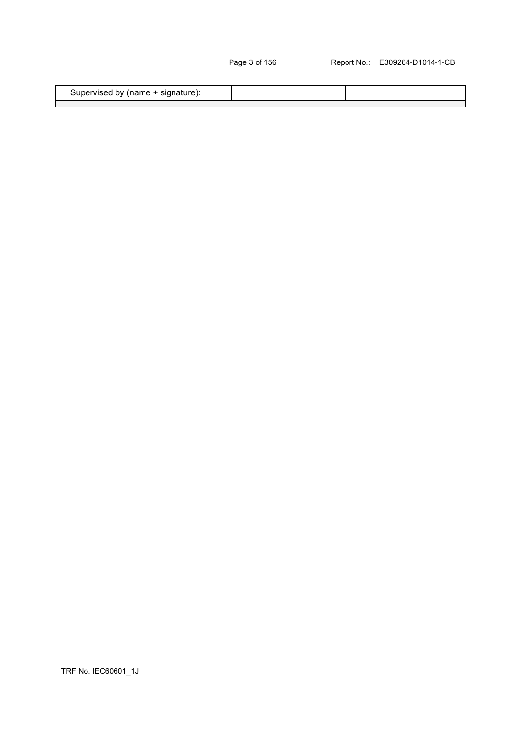| Supervised by (name + signature): | | |
| --- | --- | --- |
| | | |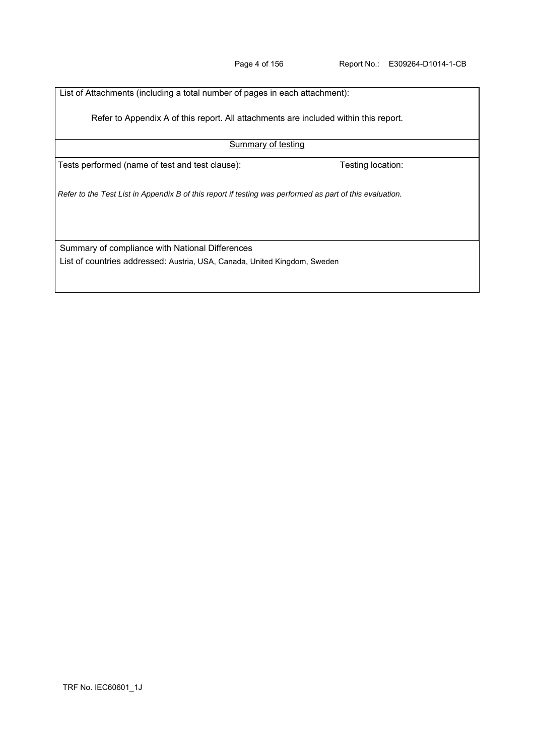List of Attachments (including a total number of pages in each attachment):

Refer to Appendix A of this report. All attachments are included within this report.

Summary of testing

Tests performed (name of test and test clause): Testing location:

*Refer to the Test List in Appendix B of this report if testing was performed as part of this evaluation.*

Summary of compliance with National Differences

List of countries addressed: Austria, USA, Canada, United Kingdom, Sweden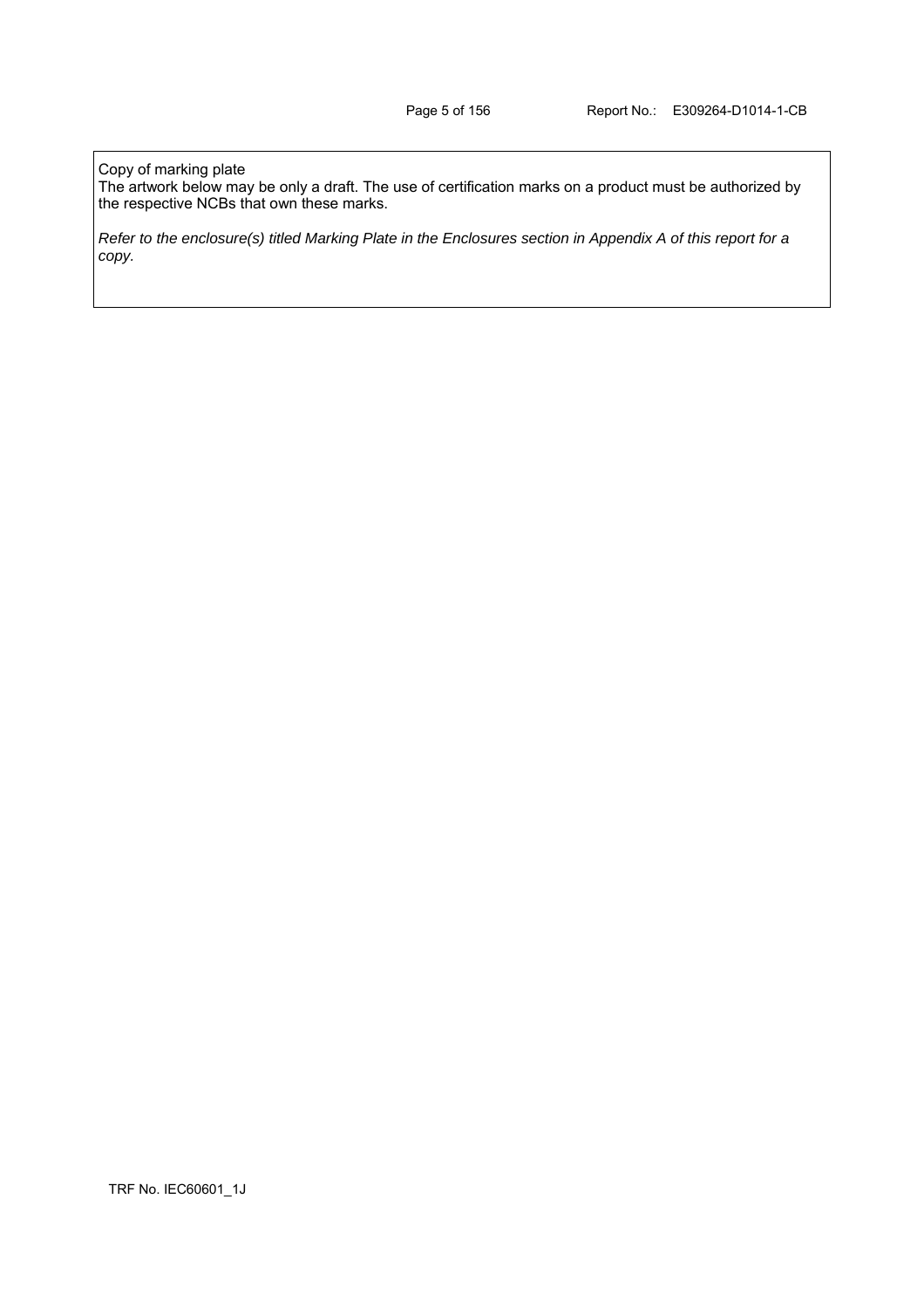Copy of marking plate

The artwork below may be only a draft. The use of certification marks on a product must be authorized by the respective NCBs that own these marks.

*Refer to the enclosure(s) titled Marking Plate in the Enclosures section in Appendix A of this report for a copy.*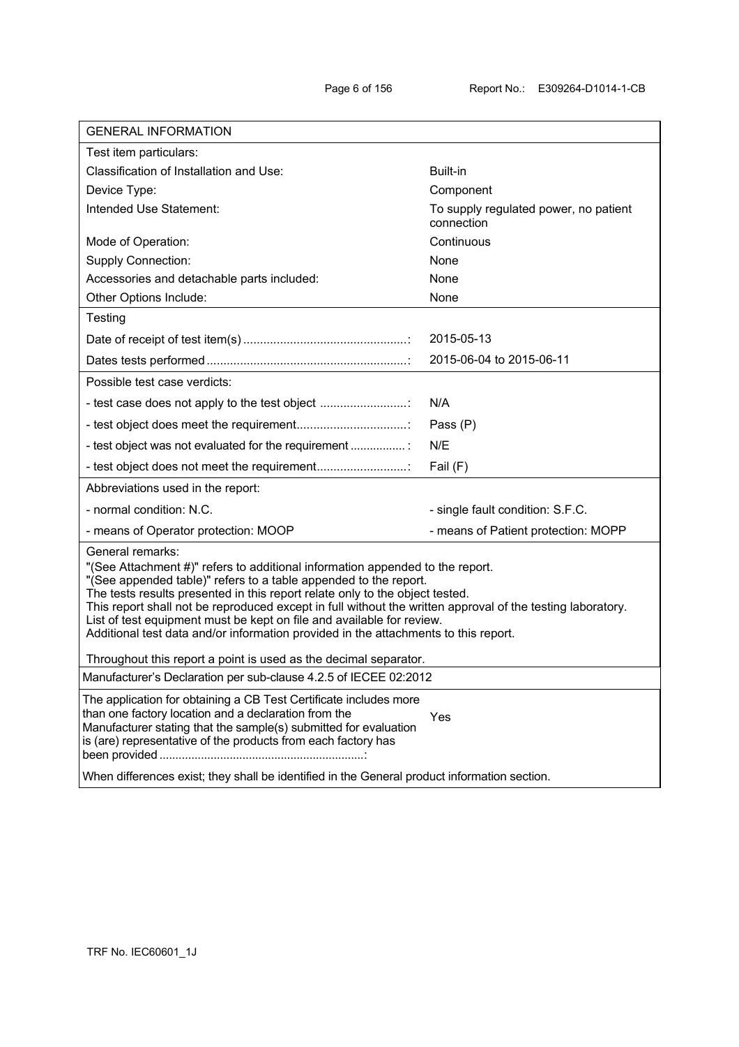| GENERAL INFORMATION | |
|---|---|
| Test item particulars: | |
| Classification of Installation and Use: | Built-in |
| Device Type: | Component |
| Intended Use Statement: | To supply regulated power, no patient connection |
| Mode of Operation: | Continuous |
| Supply Connection: | None |
| Accessories and detachable parts included: | None |
| Other Options Include: | None |
| Testing | |
| Date of receipt of test item(s) ..................................................: | 2015-05-13 |
| Dates tests performed ............................................................: | 2015-06-04 to 2015-06-11 |
| Possible test case verdicts: | |
| - test case does not apply to the test object ..........................: | N/A |
| - test object does meet the requirement.................................: | Pass (P) |
| - test object was not evaluated for the requirement ................ : | N/E |
| - test object does not meet the requirement...........................: | Fail (F) |
| Abbreviations used in the report: | |
| - normal condition: N.C. | - single fault condition: S.F.C. |
| - means of Operator protection: MOOP | - means of Patient protection: MOPP |

General remarks:
"(See Attachment #)" refers to additional information appended to the report.
"(See appended table)" refers to a table appended to the report.
The tests results presented in this report relate only to the object tested.
This report shall not be reproduced except in full without the written approval of the testing laboratory.
List of test equipment must be kept on file and available for review.
Additional test data and/or information provided in the attachments to this report.

Throughout this report a point is used as the decimal separator.

| Manufacturer's Declaration per sub-clause 4.2.5 of IECEE 02:2012 | |
|---|---|
| The application for obtaining a CB Test Certificate includes more than one factory location and a declaration from the Manufacturer stating that the sample(s) submitted for evaluation is (are) representative of the products from each factory has been provided ...............................................................: | Yes |

When differences exist; they shall be identified in the General product information section.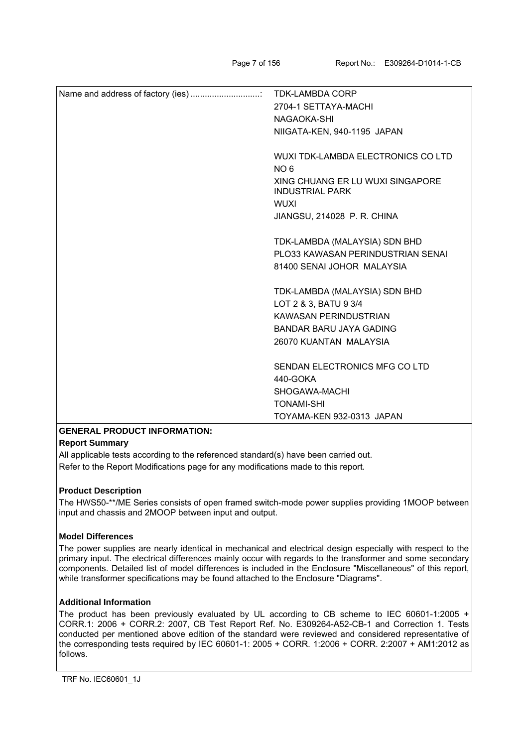| Name and address of factory (ies) ............................: | TDK-LAMBDA CORP<br>2704-1 SETTAYA-MACHI<br>NAGAOKA-SHI<br>NIIGATA-KEN, 940-1195 JAPAN<br><br>WUXI TDK-LAMBDA ELECTRONICS CO LTD<br>NO 6<br>XING CHUANG ER LU WUXI SINGAPORE INDUSTRIAL PARK<br>WUXI<br>JIANGSU, 214028 P. R. CHINA<br><br>TDK-LAMBDA (MALAYSIA) SDN BHD<br>PLO33 KAWASAN PERINDUSTRIAN SENAI<br>81400 SENAI JOHOR MALAYSIA<br><br>TDK-LAMBDA (MALAYSIA) SDN BHD<br>LOT 2 & 3, BATU 9 3/4<br>KAWASAN PERINDUSTRIAN<br>BANDAR BARU JAYA GADING<br>26070 KUANTAN MALAYSIA<br><br>SENDAN ELECTRONICS MFG CO LTD<br>440-GOKA<br>SHOGAWA-MACHI<br>TONAMI-SHI<br>TOYAMA-KEN 932-0313 JAPAN |
|---|---|

**GENERAL PRODUCT INFORMATION:**

**Report Summary**

All applicable tests according to the referenced standard(s) have been carried out.
Refer to the Report Modifications page for any modifications made to this report.

**Product Description**

The HWS50-**/ME Series consists of open framed switch-mode power supplies providing 1MOOP between input and chassis and 2MOOP between input and output.

**Model Differences**

The power supplies are nearly identical in mechanical and electrical design especially with respect to the primary input. The electrical differences mainly occur with regards to the transformer and some secondary components. Detailed list of model differences is included in the Enclosure "Miscellaneous" of this report, while transformer specifications may be found attached to the Enclosure "Diagrams".

**Additional Information**

The product has been previously evaluated by UL according to CB scheme to IEC 60601-1:2005 + CORR.1: 2006 + CORR.2: 2007, CB Test Report Ref. No. E309264-A52-CB-1 and Correction 1. Tests conducted per mentioned above edition of the standard were reviewed and considered representative of the corresponding tests required by IEC 60601-1: 2005 + CORR. 1:2006 + CORR. 2:2007 + AM1:2012 as follows.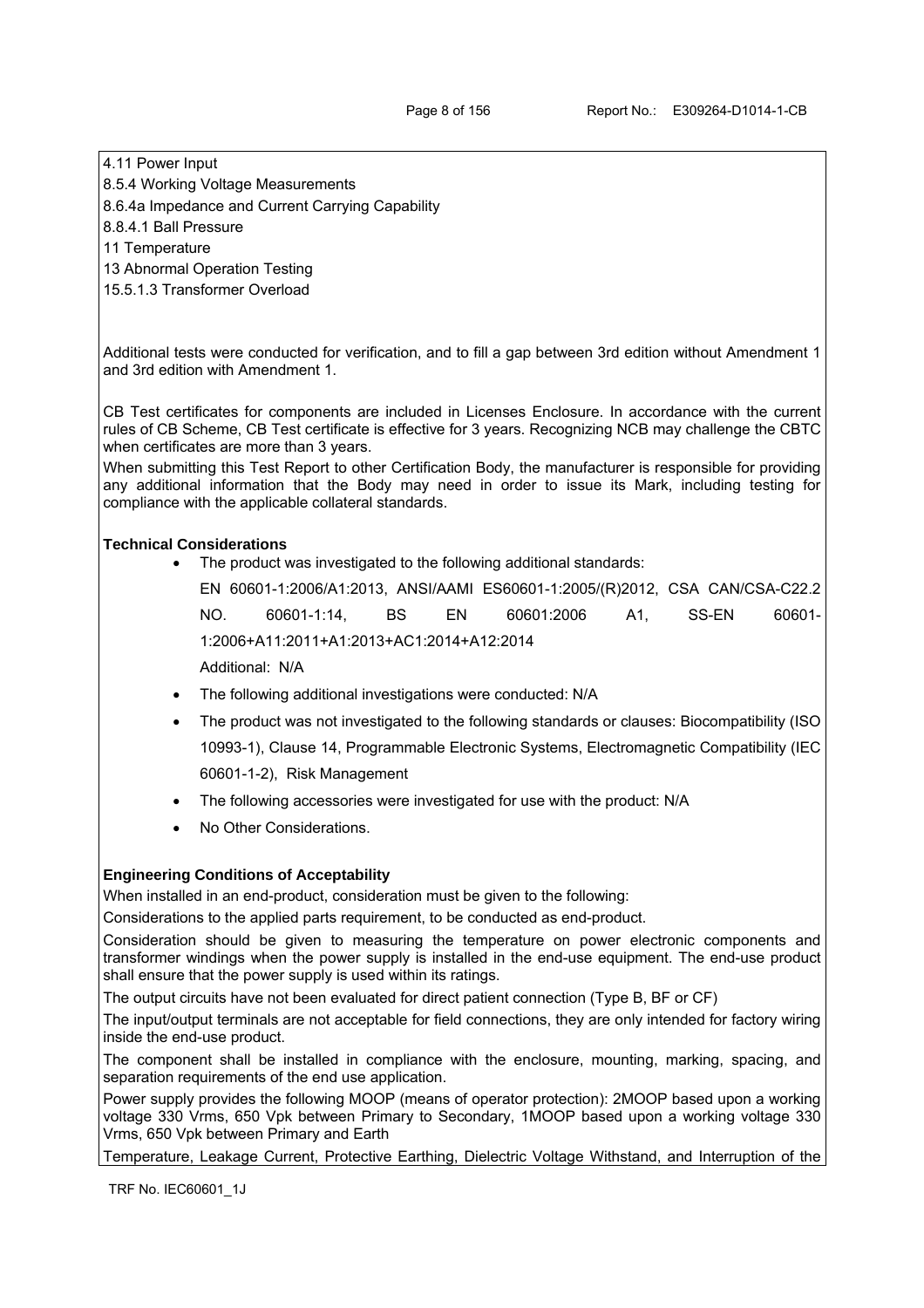4.11 Power Input
8.5.4 Working Voltage Measurements
8.6.4a Impedance and Current Carrying Capability
8.8.4.1 Ball Pressure
11 Temperature
13 Abnormal Operation Testing
15.5.1.3 Transformer Overload

Additional tests were conducted for verification, and to fill a gap between 3rd edition without Amendment 1 and 3rd edition with Amendment 1.

CB Test certificates for components are included in Licenses Enclosure. In accordance with the current rules of CB Scheme, CB Test certificate is effective for 3 years. Recognizing NCB may challenge the CBTC when certificates are more than 3 years.
When submitting this Test Report to other Certification Body, the manufacturer is responsible for providing any additional information that the Body may need in order to issue its Mark, including testing for compliance with the applicable collateral standards.

**Technical Considerations**

- The product was investigated to the following additional standards:
  EN 60601-1:2006/A1:2013, ANSI/AAMI ES60601-1:2005/(R)2012, CSA CAN/CSA-C22.2 NO. 60601-1:14, BS EN 60601:2006 A1, SS-EN 60601-1:2006+A11:2011+A1:2013+AC1:2014+A12:2014
  Additional: N/A
- The following additional investigations were conducted: N/A
- The product was not investigated to the following standards or clauses: Biocompatibility (ISO 10993-1), Clause 14, Programmable Electronic Systems, Electromagnetic Compatibility (IEC 60601-1-2), Risk Management
- The following accessories were investigated for use with the product: N/A
- No Other Considerations.

**Engineering Conditions of Acceptability**

When installed in an end-product, consideration must be given to the following:
Considerations to the applied parts requirement, to be conducted as end-product.
Consideration should be given to measuring the temperature on power electronic components and transformer windings when the power supply is installed in the end-use equipment. The end-use product shall ensure that the power supply is used within its ratings.
The output circuits have not been evaluated for direct patient connection (Type B, BF or CF)
The input/output terminals are not acceptable for field connections, they are only intended for factory wiring inside the end-use product.
The component shall be installed in compliance with the enclosure, mounting, marking, spacing, and separation requirements of the end use application.
Power supply provides the following MOOP (means of operator protection): 2MOOP based upon a working voltage 330 Vrms, 650 Vpk between Primary to Secondary, 1MOOP based upon a working voltage 330 Vrms, 650 Vpk between Primary and Earth
Temperature, Leakage Current, Protective Earthing, Dielectric Voltage Withstand, and Interruption of the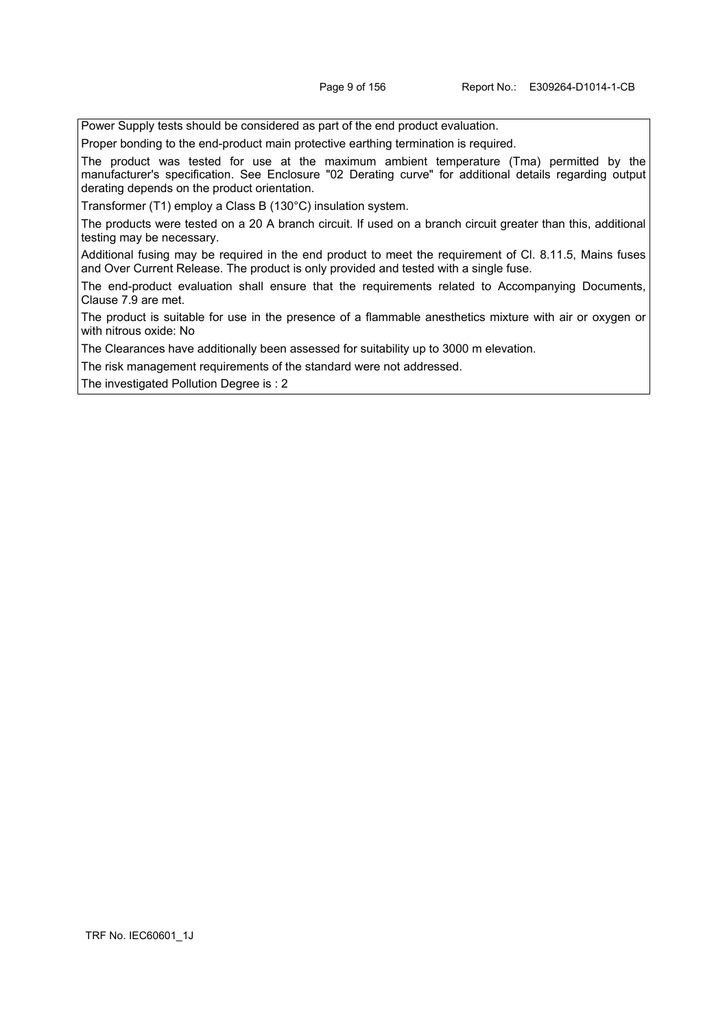| |
|---|
| Power Supply tests should be considered as part of the end product evaluation. |
| Proper bonding to the end-product main protective earthing termination is required. |
| The product was tested for use at the maximum ambient temperature (Tma) permitted by the manufacturer's specification. See Enclosure "02 Derating curve" for additional details regarding output derating depends on the product orientation. |
| Transformer (T1) employ a Class B (130°C) insulation system. |
| The products were tested on a 20 A branch circuit. If used on a branch circuit greater than this, additional testing may be necessary. |
| Additional fusing may be required in the end product to meet the requirement of Cl. 8.11.5, Mains fuses and Over Current Release. The product is only provided and tested with a single fuse. |
| The end-product evaluation shall ensure that the requirements related to Accompanying Documents, Clause 7.9 are met. |
| The product is suitable for use in the presence of a flammable anesthetics mixture with air or oxygen or with nitrous oxide: No |
| The Clearances have additionally been assessed for suitability up to 3000 m elevation. |
| The risk management requirements of the standard were not addressed. |
| The investigated Pollution Degree is : 2 |